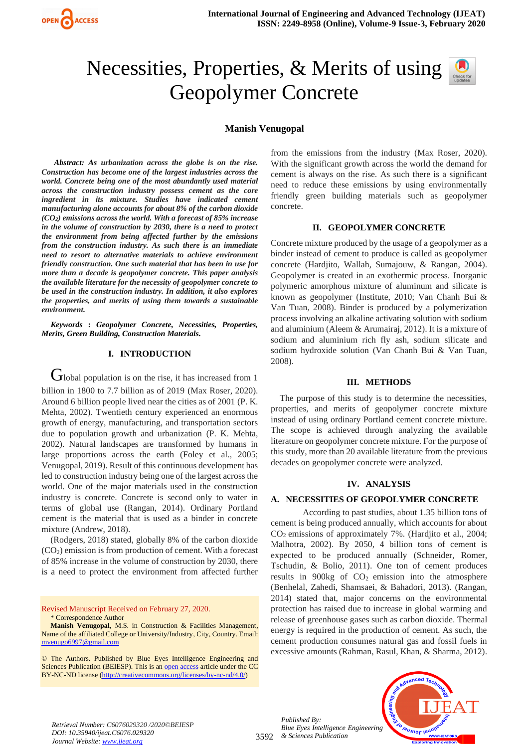# Necessities, Properties, & Merits of using Geopolymer Concrete

**Manish Venugopal**

***Abstract:** As urbanization across the globe is on the rise. Construction has become one of the largest industries across the world. Concrete being one of the most abundantly used material across the construction industry possess cement as the core ingredient in its mixture. Studies have indicated cement manufacturing alone accounts for about 8% of the carbon dioxide ($CO_2$) emissions across the world. With a forecast of 85% increase in the volume of construction by 2030, there is a need to protect the environment from being affected further by the emissions from the construction industry. As such there is an immediate need to resort to alternative materials to achieve environment friendly construction. One such material that has been in use for more than a decade is geopolymer concrete. This paper analysis the available literature for the necessity of geopolymer concrete to be used in the construction industry. In addition, it also explores the properties, and merits of using them towards a sustainable environment.*

***Keywords :** Geopolymer Concrete, Necessities, Properties, Merits, Green Building, Construction Materials.*

## I. INTRODUCTION

Global population is on the rise, it has increased from 1 billion in 1800 to 7.7 billion as of 2019 (Max Roser, 2020). Around 6 billion people lived near the cities as of 2001 (P. K. Mehta, 2002). Twentieth century experienced an enormous growth of energy, manufacturing, and transportation sectors due to population growth and urbanization (P. K. Mehta, 2002). Natural landscapes are transformed by humans in large proportions across the earth (Foley et al., 2005; Venugopal, 2019). Result of this continuous development has led to construction industry being one of the largest across the world. One of the major materials used in the construction industry is concrete. Concrete is second only to water in terms of global use (Rangan, 2014). Ordinary Portland cement is the material that is used as a binder in concrete mixture (Andrew, 2018).

(Rodgers, 2018) stated, globally 8% of the carbon dioxide ($CO_2$) emission is from production of cement. With a forecast of 85% increase in the volume of construction by 2030, there is a need to protect the environment from affected further from the emissions from the industry (Max Roser, 2020). With the significant growth across the world the demand for cement is always on the rise. As such there is a significant need to reduce these emissions by using environmentally friendly green building materials such as geopolymer concrete.

## II. GEOPOLYMER CONCRETE

Concrete mixture produced by the usage of a geopolymer as a binder instead of cement to produce is called as geopolymer concrete (Hardjito, Wallah, Sumajouw, & Rangan, 2004). Geopolymer is created in an exothermic process. Inorganic polymeric amorphous mixture of aluminum and silicate is known as geopolymer (Institute, 2010; Van Chanh Bui & Van Tuan, 2008). Binder is produced by a polymerization process involving an alkaline activating solution with sodium and aluminium (Aleem & Arumairaj, 2012). It is a mixture of sodium and aluminium rich fly ash, sodium silicate and sodium hydroxide solution (Van Chanh Bui & Van Tuan, 2008).

## III. METHODS

The purpose of this study is to determine the necessities, properties, and merits of geopolymer concrete mixture instead of using ordinary Portland cement concrete mixture. The scope is achieved through analyzing the available literature on geopolymer concrete mixture. For the purpose of this study, more than 20 available literature from the previous decades on geopolymer concrete were analyzed.

## IV. ANALYSIS

### A. NECESSITIES OF GEOPOLYMER CONCRETE

According to past studies, about 1.35 billion tons of cement is being produced annually, which accounts for about $CO_2$ emissions of approximately 7%. (Hardjito et al., 2004; Malhotra, 2002). By 2050, 4 billion tons of cement is expected to be produced annually (Schneider, Romer, Tschudin, & Bolio, 2011). One ton of cement produces results in 900kg of $CO_2$ emission into the atmosphere (Benhelal, Zahedi, Shamsaei, & Bahadori, 2013). (Rangan, 2014) stated that, major concerns on the environmental protection has raised due to increase in global warming and release of greenhouse gases such as carbon dioxide. Thermal energy is required in the production of cement. As such, the cement production consumes natural gas and fossil fuels in excessive amounts (Rahman, Rasul, Khan, & Sharma, 2012).

Revised Manuscript Received on February 27, 2020.

\* Correspondence Author

**Manish Venugopal**, M.S. in Construction & Facilities Management, Name of the affiliated College or University/Industry, City, Country. Email: mvenugo6997@gmail.com

© The Authors. Published by Blue Eyes Intelligence Engineering and Sciences Publication (BEIESP). This is an open access article under the CC BY-NC-ND license (http://creativecommons.org/licenses/by-nc-nd/4.0/)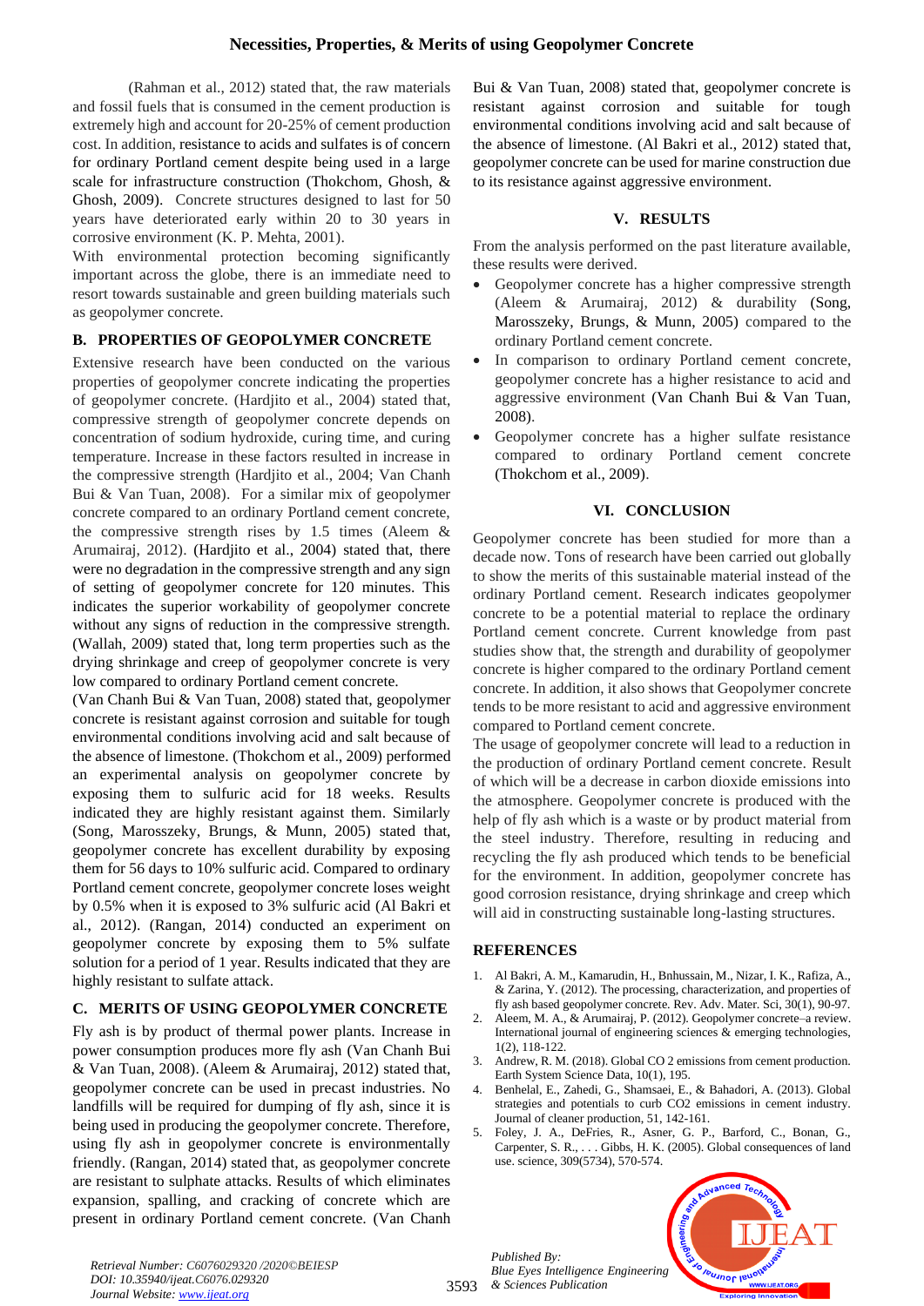(Rahman et al., 2012) stated that, the raw materials and fossil fuels that is consumed in the cement production is extremely high and account for 20-25% of cement production cost. In addition, resistance to acids and sulfates is of concern for ordinary Portland cement despite being used in a large scale for infrastructure construction (Thokchom, Ghosh, & Ghosh, 2009). Concrete structures designed to last for 50 years have deteriorated early within 20 to 30 years in corrosive environment (K. P. Mehta, 2001).

With environmental protection becoming significantly important across the globe, there is an immediate need to resort towards sustainable and green building materials such as geopolymer concrete.

## B. PROPERTIES OF GEOPOLYMER CONCRETE

Extensive research have been conducted on the various properties of geopolymer concrete indicating the properties of geopolymer concrete. (Hardjito et al., 2004) stated that, compressive strength of geopolymer concrete depends on concentration of sodium hydroxide, curing time, and curing temperature. Increase in these factors resulted in increase in the compressive strength (Hardjito et al., 2004; Van Chanh Bui & Van Tuan, 2008). For a similar mix of geopolymer concrete compared to an ordinary Portland cement concrete, the compressive strength rises by 1.5 times (Aleem & Arumairaj, 2012). (Hardjito et al., 2004) stated that, there were no degradation in the compressive strength and any sign of setting of geopolymer concrete for 120 minutes. This indicates the superior workability of geopolymer concrete without any signs of reduction in the compressive strength. (Wallah, 2009) stated that, long term properties such as the drying shrinkage and creep of geopolymer concrete is very low compared to ordinary Portland cement concrete.

(Van Chanh Bui & Van Tuan, 2008) stated that, geopolymer concrete is resistant against corrosion and suitable for tough environmental conditions involving acid and salt because of the absence of limestone. (Thokchom et al., 2009) performed an experimental analysis on geopolymer concrete by exposing them to sulfuric acid for 18 weeks. Results indicated they are highly resistant against them. Similarly (Song, Marosszeky, Brungs, & Munn, 2005) stated that, geopolymer concrete has excellent durability by exposing them for 56 days to 10% sulfuric acid. Compared to ordinary Portland cement concrete, geopolymer concrete loses weight by 0.5% when it is exposed to 3% sulfuric acid (Al Bakri et al., 2012). (Rangan, 2014) conducted an experiment on geopolymer concrete by exposing them to 5% sulfate solution for a period of 1 year. Results indicated that they are highly resistant to sulfate attack.

## C. MERITS OF USING GEOPOLYMER CONCRETE

Fly ash is by product of thermal power plants. Increase in power consumption produces more fly ash (Van Chanh Bui & Van Tuan, 2008). (Aleem & Arumairaj, 2012) stated that, geopolymer concrete can be used in precast industries. No landfills will be required for dumping of fly ash, since it is being used in producing the geopolymer concrete. Therefore, using fly ash in geopolymer concrete is environmentally friendly. (Rangan, 2014) stated that, as geopolymer concrete are resistant to sulphate attacks. Results of which eliminates expansion, spalling, and cracking of concrete which are present in ordinary Portland cement concrete. (Van Chanh Bui & Van Tuan, 2008) stated that, geopolymer concrete is resistant against corrosion and suitable for tough environmental conditions involving acid and salt because of the absence of limestone. (Al Bakri et al., 2012) stated that, geopolymer concrete can be used for marine construction due to its resistance against aggressive environment.

## V. RESULTS

From the analysis performed on the past literature available, these results were derived.

- Geopolymer concrete has a higher compressive strength (Aleem & Arumairaj, 2012) & durability (Song, Marosszeky, Brungs, & Munn, 2005) compared to the ordinary Portland cement concrete.
- In comparison to ordinary Portland cement concrete, geopolymer concrete has a higher resistance to acid and aggressive environment (Van Chanh Bui & Van Tuan, 2008).
- Geopolymer concrete has a higher sulfate resistance compared to ordinary Portland cement concrete (Thokchom et al., 2009).

## VI. CONCLUSION

Geopolymer concrete has been studied for more than a decade now. Tons of research have been carried out globally to show the merits of this sustainable material instead of the ordinary Portland cement. Research indicates geopolymer concrete to be a potential material to replace the ordinary Portland cement concrete. Current knowledge from past studies show that, the strength and durability of geopolymer concrete is higher compared to the ordinary Portland cement concrete. In addition, it also shows that Geopolymer concrete tends to be more resistant to acid and aggressive environment compared to Portland cement concrete.

The usage of geopolymer concrete will lead to a reduction in the production of ordinary Portland cement concrete. Result of which will be a decrease in carbon dioxide emissions into the atmosphere. Geopolymer concrete is produced with the help of fly ash which is a waste or by product material from the steel industry. Therefore, resulting in reducing and recycling the fly ash produced which tends to be beneficial for the environment. In addition, geopolymer concrete has good corrosion resistance, drying shrinkage and creep which will aid in constructing sustainable long-lasting structures.

## REFERENCES

1. Al Bakri, A. M., Kamarudin, H., Bnhussain, M., Nizar, I. K., Rafiza, A., & Zarina, Y. (2012). The processing, characterization, and properties of fly ash based geopolymer concrete. Rev. Adv. Mater. Sci, 30(1), 90-97.
2. Aleem, M. A., & Arumairaj, P. (2012). Geopolymer concrete–a review. International journal of engineering sciences & emerging technologies, 1(2), 118-122.
3. Andrew, R. M. (2018). Global CO 2 emissions from cement production. Earth System Science Data, 10(1), 195.
4. Benhelal, E., Zahedi, G., Shamsaei, E., & Bahadori, A. (2013). Global strategies and potentials to curb CO2 emissions in cement industry. Journal of cleaner production, 51, 142-161.
5. Foley, J. A., DeFries, R., Asner, G. P., Barford, C., Bonan, G., Carpenter, S. R., . . . Gibbs, H. K. (2005). Global consequences of land use. science, 309(5734), 570-574.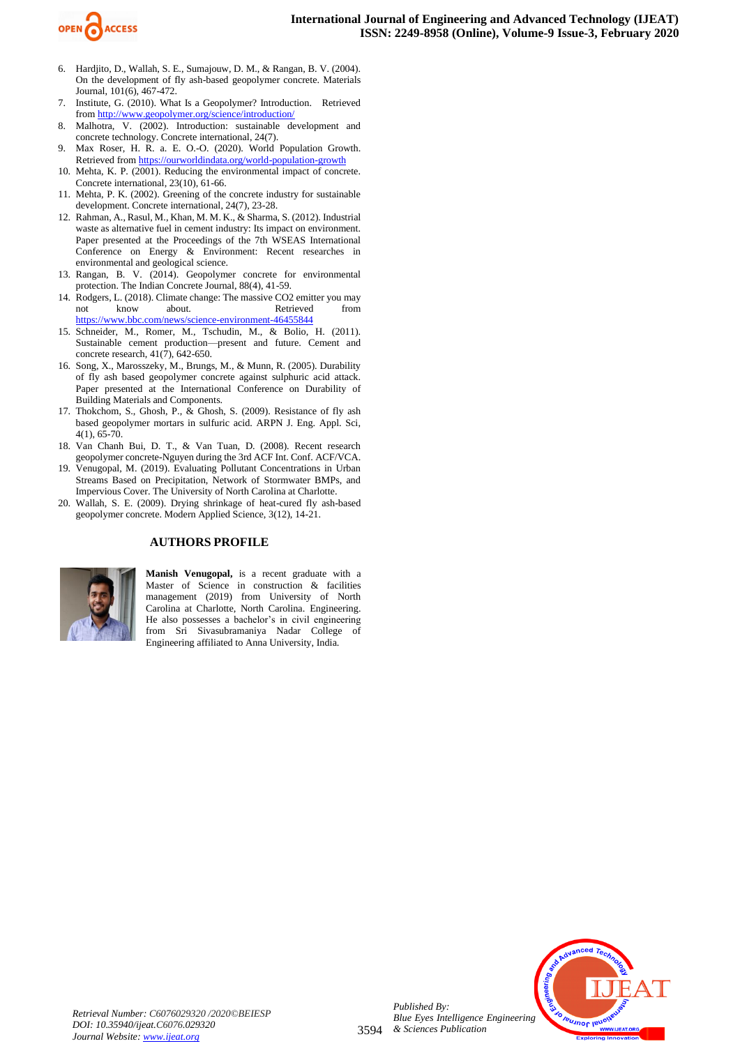6. Hardjito, D., Wallah, S. E., Sumajouw, D. M., & Rangan, B. V. (2004). On the development of fly ash-based geopolymer concrete. Materials Journal, 101(6), 467-472.
7. Institute, G. (2010). What Is a Geopolymer? Introduction. Retrieved from http://www.geopolymer.org/science/introduction/
8. Malhotra, V. (2002). Introduction: sustainable development and concrete technology. Concrete international, 24(7).
9. Max Roser, H. R. a. E. O.-O. (2020). World Population Growth. Retrieved from https://ourworldindata.org/world-population-growth
10. Mehta, K. P. (2001). Reducing the environmental impact of concrete. Concrete international, 23(10), 61-66.
11. Mehta, P. K. (2002). Greening of the concrete industry for sustainable development. Concrete international, 24(7), 23-28.
12. Rahman, A., Rasul, M., Khan, M. M. K., & Sharma, S. (2012). Industrial waste as alternative fuel in cement industry: Its impact on environment. Paper presented at the Proceedings of the 7th WSEAS International Conference on Energy & Environment: Recent researches in environmental and geological science.
13. Rangan, B. V. (2014). Geopolymer concrete for environmental protection. The Indian Concrete Journal, 88(4), 41-59.
14. Rodgers, L. (2018). Climate change: The massive CO2 emitter you may not know about. Retrieved from https://www.bbc.com/news/science-environment-46455844
15. Schneider, M., Romer, M., Tschudin, M., & Bolio, H. (2011). Sustainable cement production—present and future. Cement and concrete research, 41(7), 642-650.
16. Song, X., Marosszeky, M., Brungs, M., & Munn, R. (2005). Durability of fly ash based geopolymer concrete against sulphuric acid attack. Paper presented at the International Conference on Durability of Building Materials and Components.
17. Thokchom, S., Ghosh, P., & Ghosh, S. (2009). Resistance of fly ash based geopolymer mortars in sulfuric acid. ARPN J. Eng. Appl. Sci, 4(1), 65-70.
18. Van Chanh Bui, D. T., & Van Tuan, D. (2008). Recent research geopolymer concrete-Nguyen during the 3rd ACF Int. Conf. ACF/VCA.
19. Venugopal, M. (2019). Evaluating Pollutant Concentrations in Urban Streams Based on Precipitation, Network of Stormwater BMPs, and Impervious Cover. The University of North Carolina at Charlotte.
20. Wallah, S. E. (2009). Drying shrinkage of heat-cured fly ash-based geopolymer concrete. Modern Applied Science, 3(12), 14-21.

## AUTHORS PROFILE

**Manish Venugopal,** is a recent graduate with a Master of Science in construction & facilities management (2019) from University of North Carolina at Charlotte, North Carolina. Engineering. He also possesses a bachelor's in civil engineering from Sri Sivasubramaniya Nadar College of Engineering affiliated to Anna University, India.